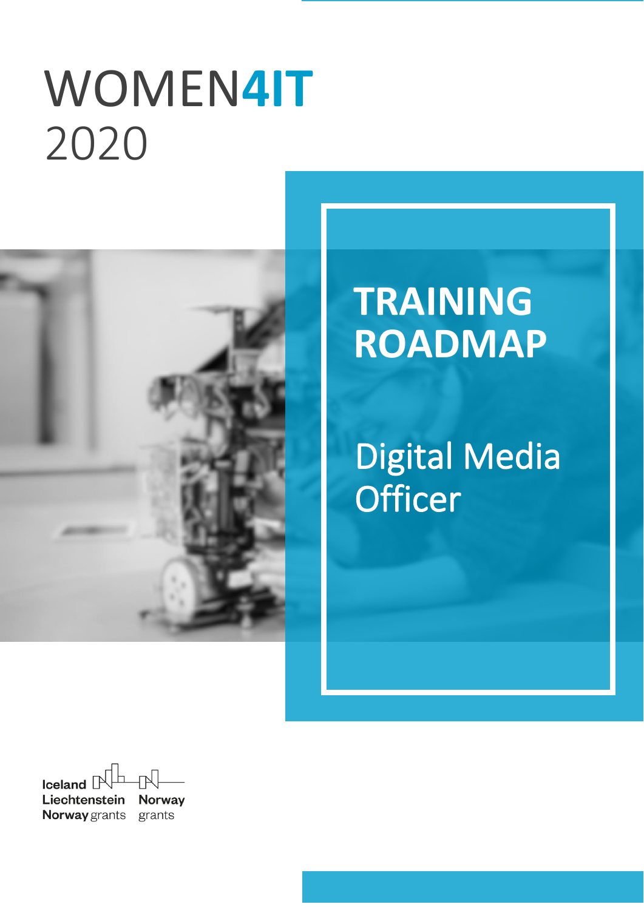# WOMEN4IT 2020

## TRAINING ROADMAP

## Digital Media Officer

Iceland Liechtenstein Norway grants

Norway grants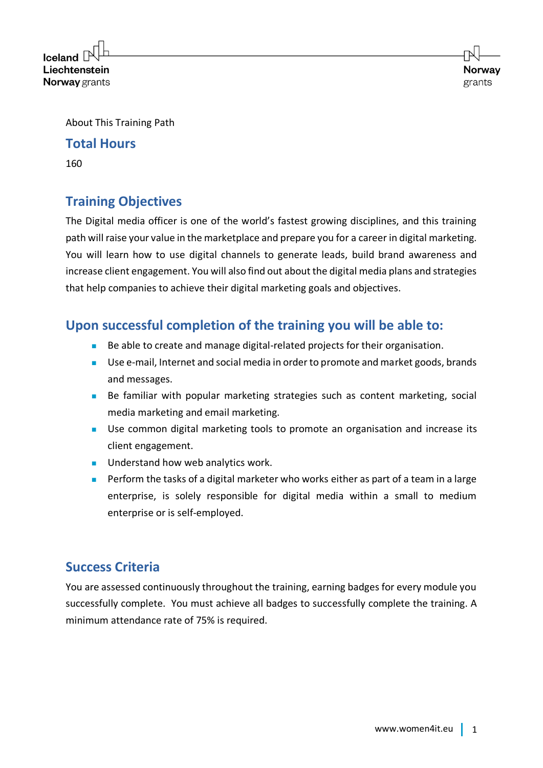About This Training Path

## Total Hours

160

## Training Objectives

The Digital media officer is one of the world's fastest growing disciplines, and this training path will raise your value in the marketplace and prepare you for a career in digital marketing. You will learn how to use digital channels to generate leads, build brand awareness and increase client engagement. You will also find out about the digital media plans and strategies that help companies to achieve their digital marketing goals and objectives.

## Upon successful completion of the training you will be able to:

- Be able to create and manage digital-related projects for their organisation.
- Use e-mail, Internet and social media in order to promote and market goods, brands and messages.
- Be familiar with popular marketing strategies such as content marketing, social media marketing and email marketing.
- Use common digital marketing tools to promote an organisation and increase its client engagement.
- Understand how web analytics work.
- Perform the tasks of a digital marketer who works either as part of a team in a large enterprise, is solely responsible for digital media within a small to medium enterprise or is self-employed.

## Success Criteria

You are assessed continuously throughout the training, earning badges for every module you successfully complete. You must achieve all badges to successfully complete the training. A minimum attendance rate of 75% is required.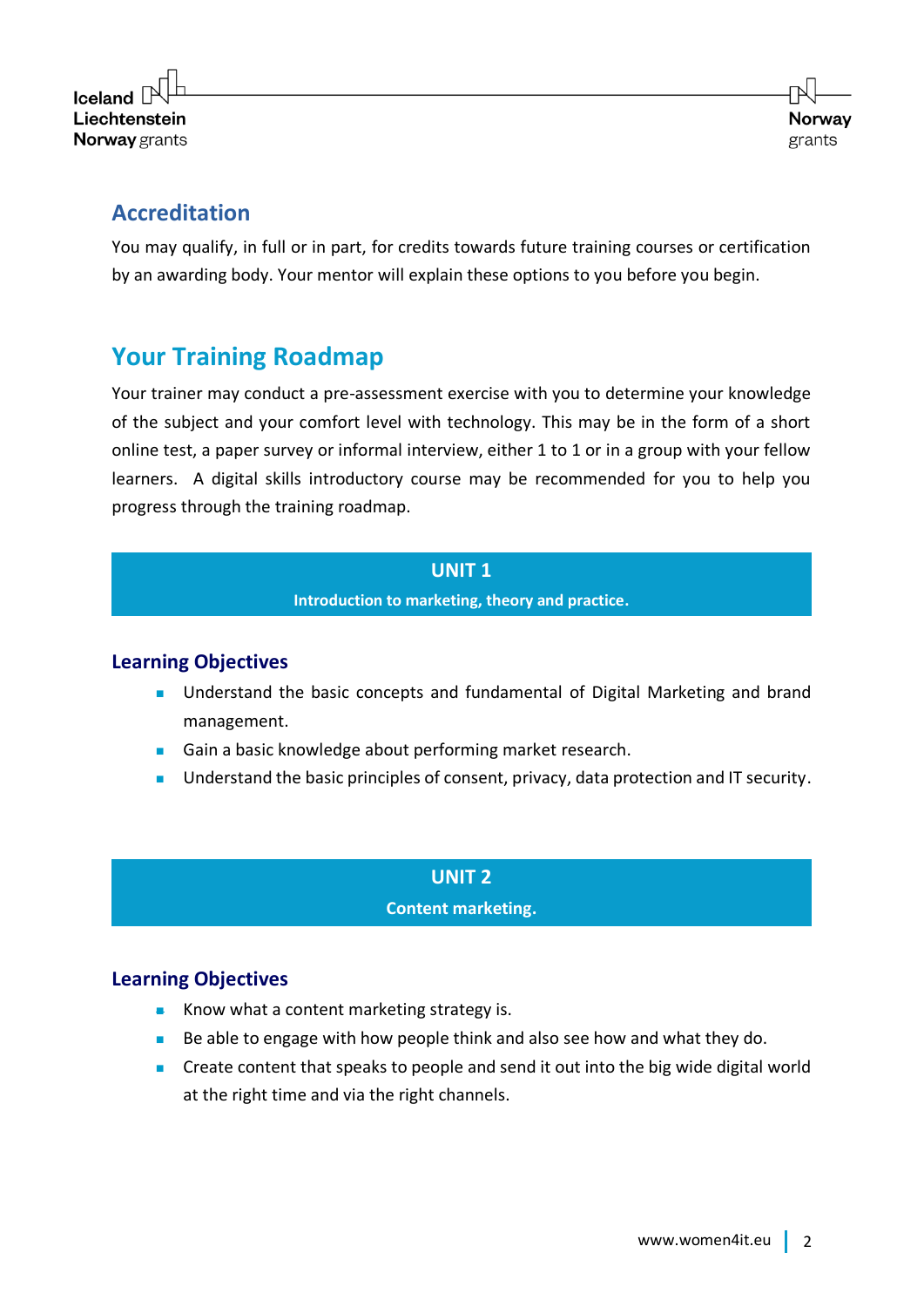## Accreditation

You may qualify, in full or in part, for credits towards future training courses or certification by an awarding body. Your mentor will explain these options to you before you begin.

# Your Training Roadmap

Your trainer may conduct a pre-assessment exercise with you to determine your knowledge of the subject and your comfort level with technology. This may be in the form of a short online test, a paper survey or informal interview, either 1 to 1 or in a group with your fellow learners. A digital skills introductory course may be recommended for you to help you progress through the training roadmap.

## UNIT 1

**Introduction to marketing, theory and practice.**

### Learning Objectives

- Understand the basic concepts and fundamental of Digital Marketing and brand management.
- Gain a basic knowledge about performing market research.
- Understand the basic principles of consent, privacy, data protection and IT security.

## UNIT 2

**Content marketing.**

### Learning Objectives

- Know what a content marketing strategy is.
- Be able to engage with how people think and also see how and what they do.
- Create content that speaks to people and send it out into the big wide digital world at the right time and via the right channels.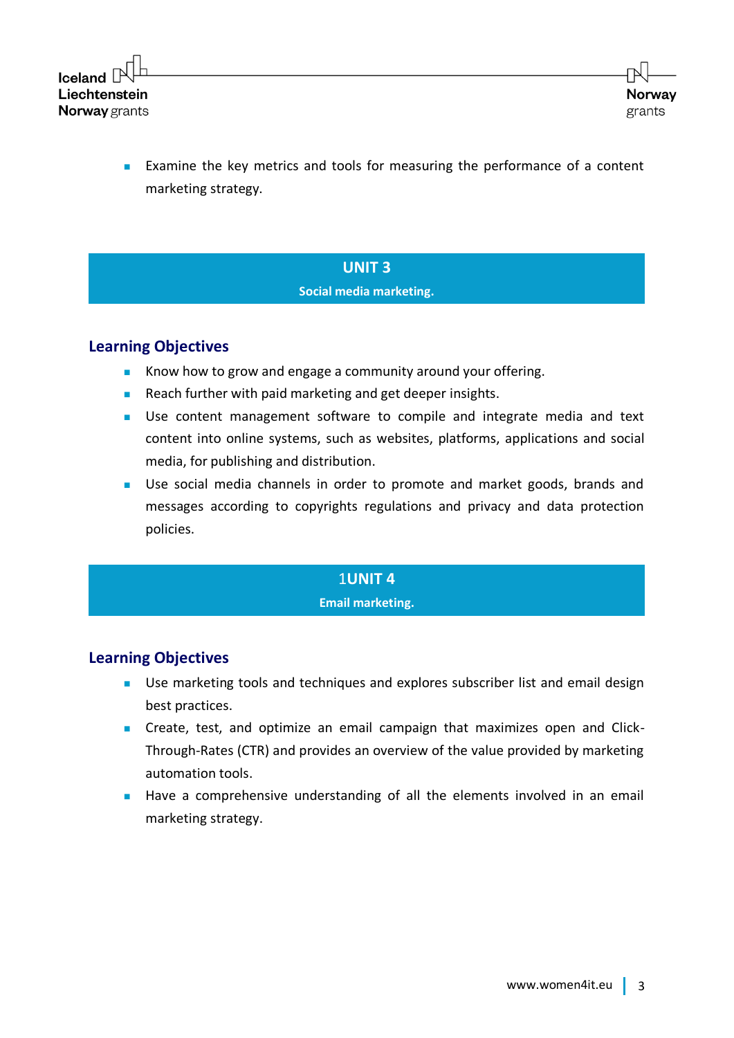- Examine the key metrics and tools for measuring the performance of a content marketing strategy.

## UNIT 3

**Social media marketing.**

### Learning Objectives

- Know how to grow and engage a community around your offering.
- Reach further with paid marketing and get deeper insights.
- Use content management software to compile and integrate media and text content into online systems, such as websites, platforms, applications and social media, for publishing and distribution.
- Use social media channels in order to promote and market goods, brands and messages according to copyrights regulations and privacy and data protection policies.

## 1UNIT 4

**Email marketing.**

### Learning Objectives

- Use marketing tools and techniques and explores subscriber list and email design best practices.
- Create, test, and optimize an email campaign that maximizes open and Click-Through-Rates (CTR) and provides an overview of the value provided by marketing automation tools.
- Have a comprehensive understanding of all the elements involved in an email marketing strategy.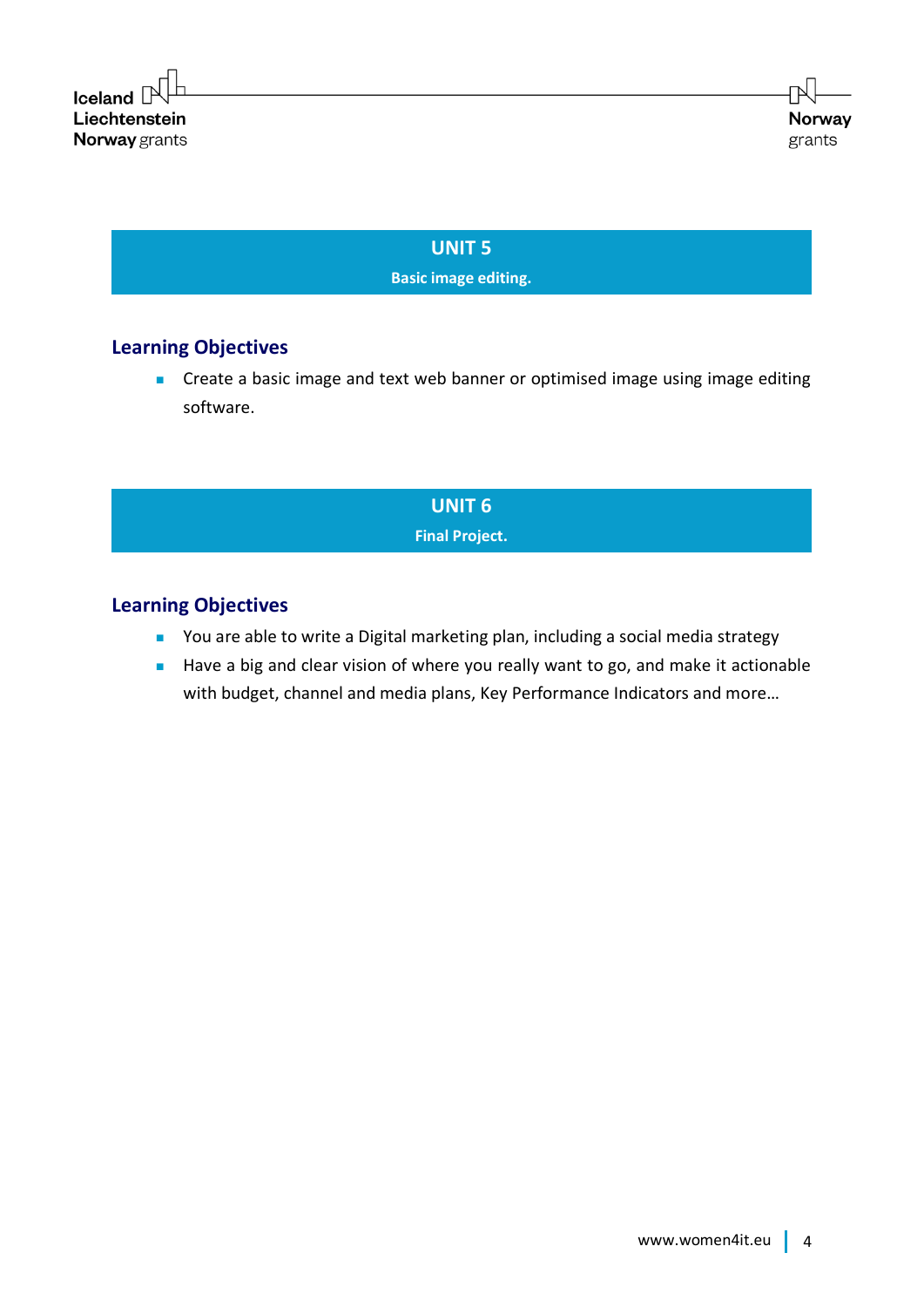## UNIT 5

**Basic image editing.**

### Learning Objectives

- Create a basic image and text web banner or optimised image using image editing software.

## UNIT 6

**Final Project.**

### Learning Objectives

- You are able to write a Digital marketing plan, including a social media strategy
- Have a big and clear vision of where you really want to go, and make it actionable with budget, channel and media plans, Key Performance Indicators and more…